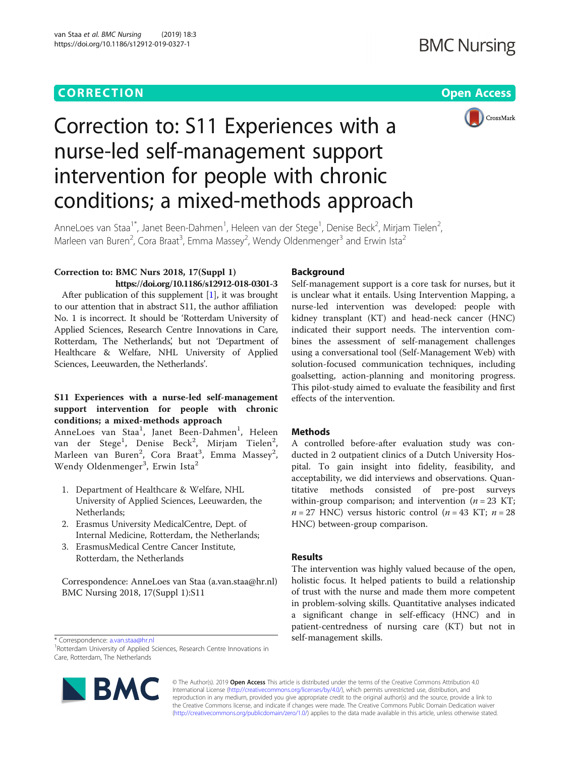**CORRECTION** **Open Access**

# Correction to: S11 Experiences with a nurse-led self-management support intervention for people with chronic conditions; a mixed-methods approach

AnneLoes van Staa[1*], Janet Been-Dahmen[1], Heleen van der Stege[1], Denise Beck[2], Mirjam Tielen[2], Marleen van Buren[2], Cora Braat[3], Emma Massey[2], Wendy Oldenmenger[3] and Erwin Ista[2]

**Correction to: BMC Nurs 2018, 17(Suppl 1)**
**https://doi.org/10.1186/s12912-018-0301-3**

After publication of this supplement [1], it was brought to our attention that in abstract S11, the author affiliation No. 1 is incorrect. It should be 'Rotterdam University of Applied Sciences, Research Centre Innovations in Care, Rotterdam, The Netherlands', but not 'Department of Healthcare & Welfare, NHL University of Applied Sciences, Leeuwarden, the Netherlands'.

**S11 Experiences with a nurse-led self-management support intervention for people with chronic conditions; a mixed-methods approach**

AnneLoes van Staa[1], Janet Been-Dahmen[1], Heleen van der Stege[1], Denise Beck[2], Mirjam Tielen[2], Marleen van Buren[2], Cora Braat[3], Emma Massey[2], Wendy Oldenmenger[3], Erwin Ista[2]

1. Department of Healthcare & Welfare, NHL University of Applied Sciences, Leeuwarden, the Netherlands;
2. Erasmus University MedicalCentre, Dept. of Internal Medicine, Rotterdam, the Netherlands;
3. ErasmusMedical Centre Cancer Institute, Rotterdam, the Netherlands

Correspondence: AnneLoes van Staa (a.van.staa@hr.nl)
BMC Nursing 2018, 17(Suppl 1):S11

## Background

Self-management support is a core task for nurses, but it is unclear what it entails. Using Intervention Mapping, a nurse-led intervention was developed: people with kidney transplant (KT) and head-neck cancer (HNC) indicated their support needs. The intervention combines the assessment of self-management challenges using a conversational tool (Self-Management Web) with solution-focused communication techniques, including goalsetting, action-planning and monitoring progress. This pilot-study aimed to evaluate the feasibility and first effects of the intervention.

## Methods

A controlled before-after evaluation study was conducted in 2 outpatient clinics of a Dutch University Hospital. To gain insight into fidelity, feasibility, and acceptability, we did interviews and observations. Quantitative methods consisted of pre-post surveys within-group comparison; and intervention ($n = 23$ KT; $n = 27$ HNC) versus historic control ($n = 43$ KT; $n = 28$ HNC) between-group comparison.

## Results

The intervention was highly valued because of the open, holistic focus. It helped patients to build a relationship of trust with the nurse and made them more competent in problem-solving skills. Quantitative analyses indicated a significant change in self-efficacy (HNC) and in patient-centredness of nursing care (KT) but not in self-management skills.

\* Correspondence: a.van.staa@hr.nl
[1]Rotterdam University of Applied Sciences, Research Centre Innovations in Care, Rotterdam, The Netherlands

© The Author(s). 2019 **Open Access** This article is distributed under the terms of the Creative Commons Attribution 4.0 International License (http://creativecommons.org/licenses/by/4.0/), which permits unrestricted use, distribution, and reproduction in any medium, provided you give appropriate credit to the original author(s) and the source, provide a link to the Creative Commons license, and indicate if changes were made. The Creative Commons Public Domain Dedication waiver (http://creativecommons.org/publicdomain/zero/1.0/) applies to the data made available in this article, unless otherwise stated.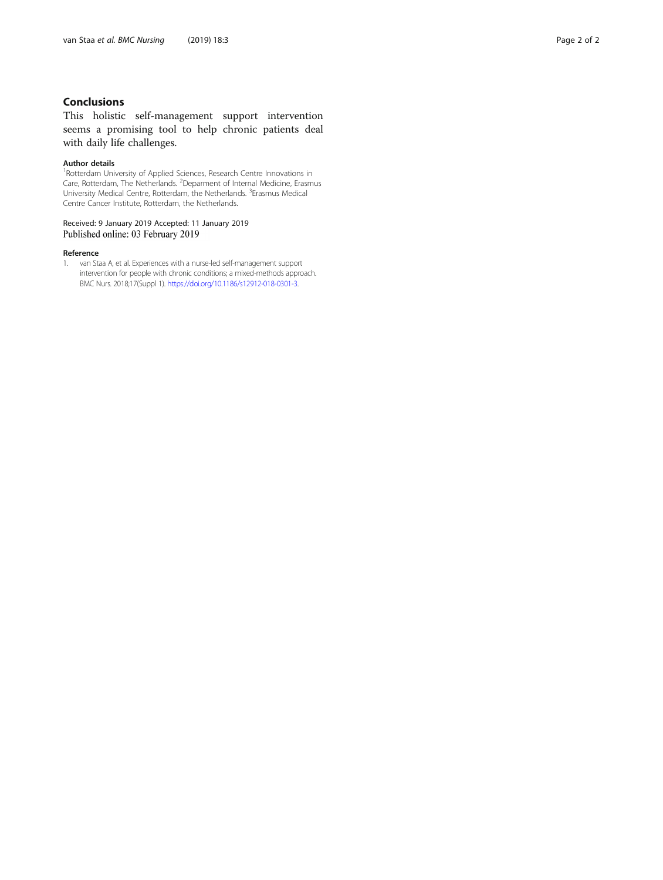## Conclusions

This holistic self-management support intervention seems a promising tool to help chronic patients deal with daily life challenges.

### Author details

[1]Rotterdam University of Applied Sciences, Research Centre Innovations in Care, Rotterdam, The Netherlands. [2]Deparment of Internal Medicine, Erasmus University Medical Centre, Rotterdam, the Netherlands. [3]Erasmus Medical Centre Cancer Institute, Rotterdam, the Netherlands.

Received: 9 January 2019 Accepted: 11 January 2019
Published online: 03 February 2019

### Reference

1. van Staa A, et al. Experiences with a nurse-led self-management support intervention for people with chronic conditions; a mixed-methods approach. BMC Nurs. 2018;17(Suppl 1). https://doi.org/10.1186/s12912-018-0301-3.